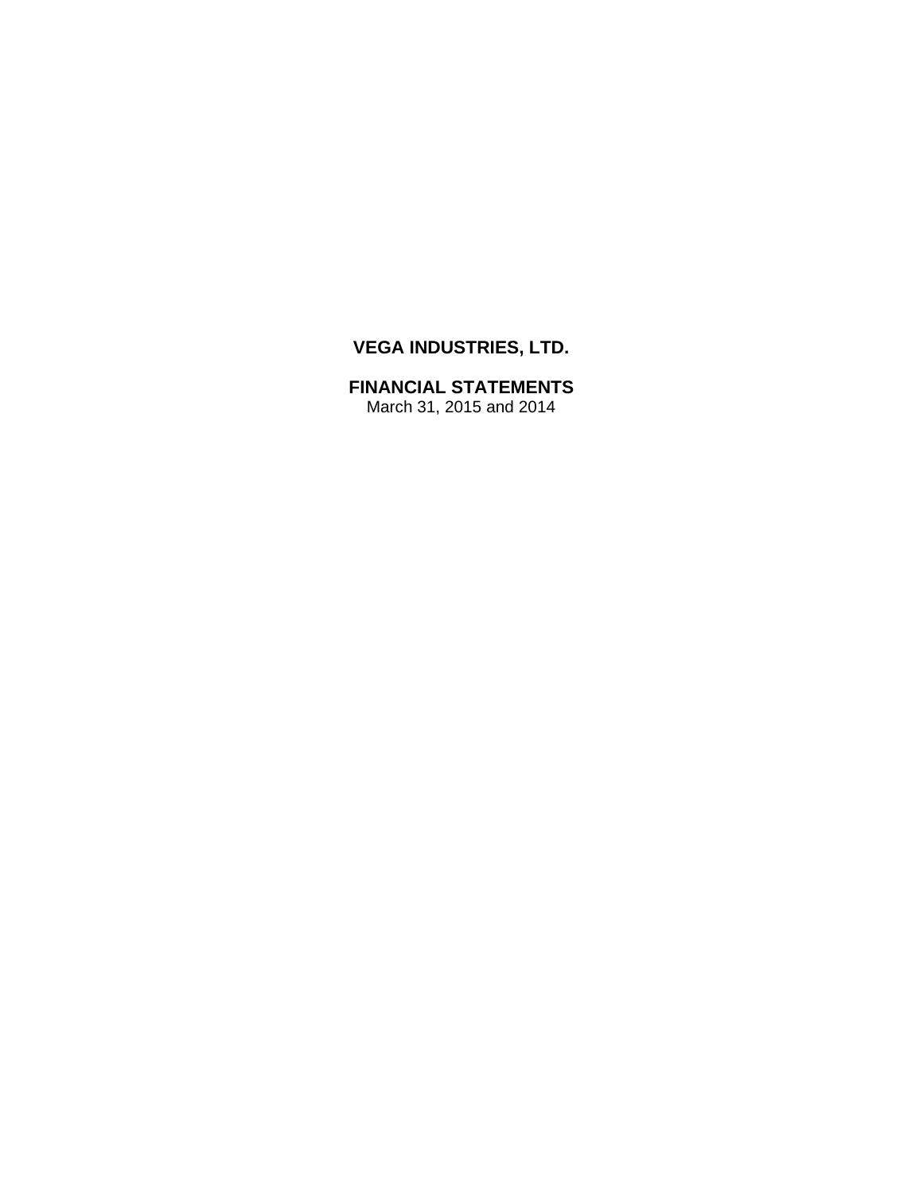# VEGA INDUSTRIES, LTD.

## FINANCIAL STATEMENTS

March 31, 2015 and 2014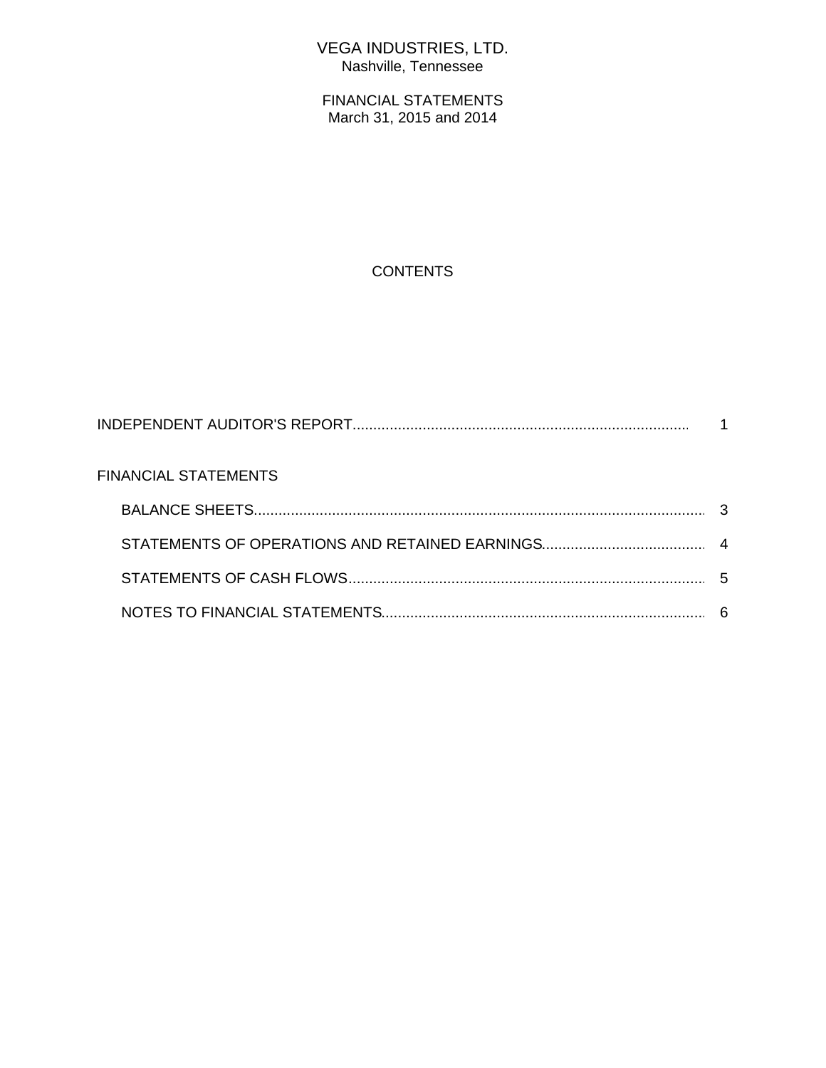# VEGA INDUSTRIES, LTD.

Nashville, Tennessee

FINANCIAL STATEMENTS
March 31, 2015 and 2014

## CONTENTS

| | |
|---|---|
| INDEPENDENT AUDITOR'S REPORT | 1 |
| FINANCIAL STATEMENTS | |
| BALANCE SHEETS | 3 |
| STATEMENTS OF OPERATIONS AND RETAINED EARNINGS | 4 |
| STATEMENTS OF CASH FLOWS | 5 |
| NOTES TO FINANCIAL STATEMENTS | 6 |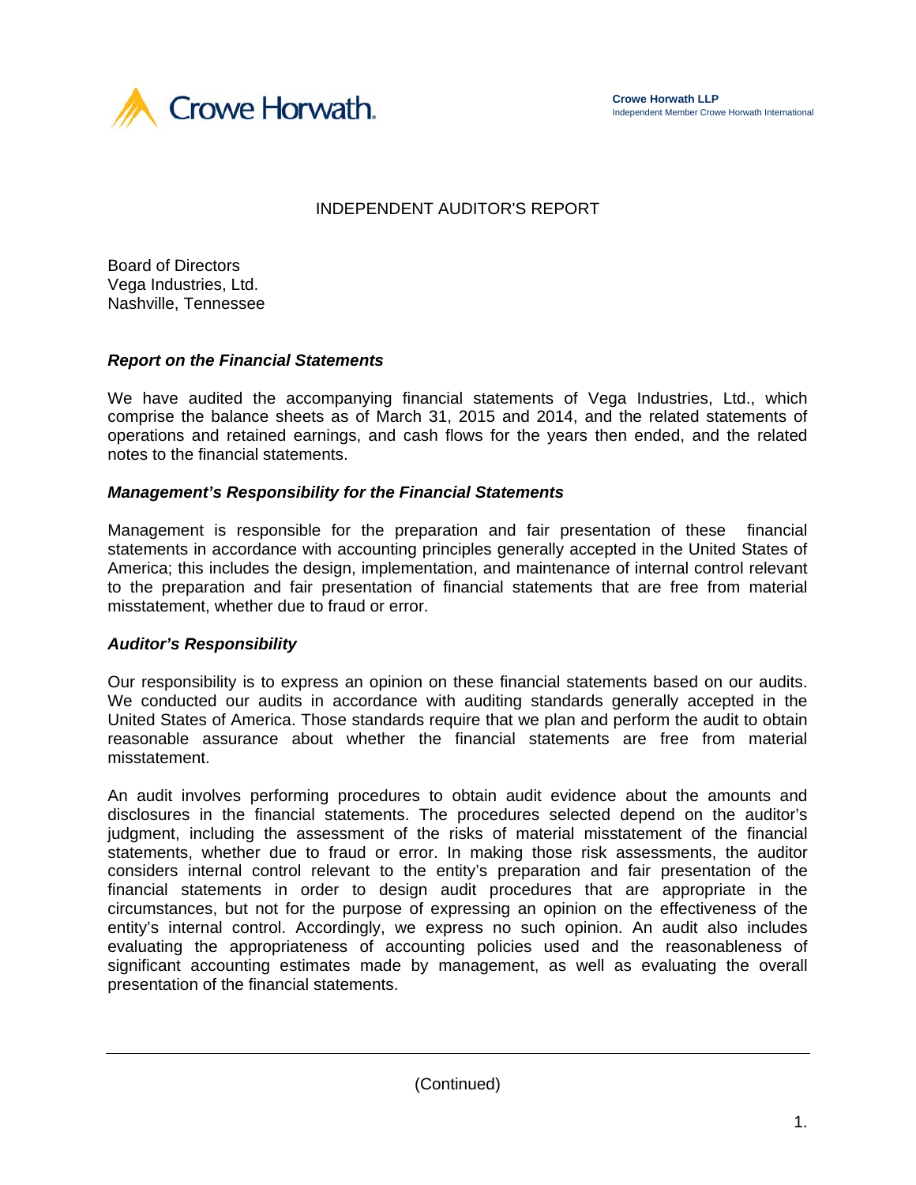Crowe Horwath LLP
Independent Member Crowe Horwath International

# INDEPENDENT AUDITOR'S REPORT

Board of Directors
Vega Industries, Ltd.
Nashville, Tennessee

***Report on the Financial Statements***

We have audited the accompanying financial statements of Vega Industries, Ltd., which comprise the balance sheets as of March 31, 2015 and 2014, and the related statements of operations and retained earnings, and cash flows for the years then ended, and the related notes to the financial statements.

***Management's Responsibility for the Financial Statements***

Management is responsible for the preparation and fair presentation of these financial statements in accordance with accounting principles generally accepted in the United States of America; this includes the design, implementation, and maintenance of internal control relevant to the preparation and fair presentation of financial statements that are free from material misstatement, whether due to fraud or error.

***Auditor's Responsibility***

Our responsibility is to express an opinion on these financial statements based on our audits. We conducted our audits in accordance with auditing standards generally accepted in the United States of America. Those standards require that we plan and perform the audit to obtain reasonable assurance about whether the financial statements are free from material misstatement.

An audit involves performing procedures to obtain audit evidence about the amounts and disclosures in the financial statements. The procedures selected depend on the auditor's judgment, including the assessment of the risks of material misstatement of the financial statements, whether due to fraud or error. In making those risk assessments, the auditor considers internal control relevant to the entity's preparation and fair presentation of the financial statements in order to design audit procedures that are appropriate in the circumstances, but not for the purpose of expressing an opinion on the effectiveness of the entity's internal control. Accordingly, we express no such opinion. An audit also includes evaluating the appropriateness of accounting policies used and the reasonableness of significant accounting estimates made by management, as well as evaluating the overall presentation of the financial statements.

(Continued)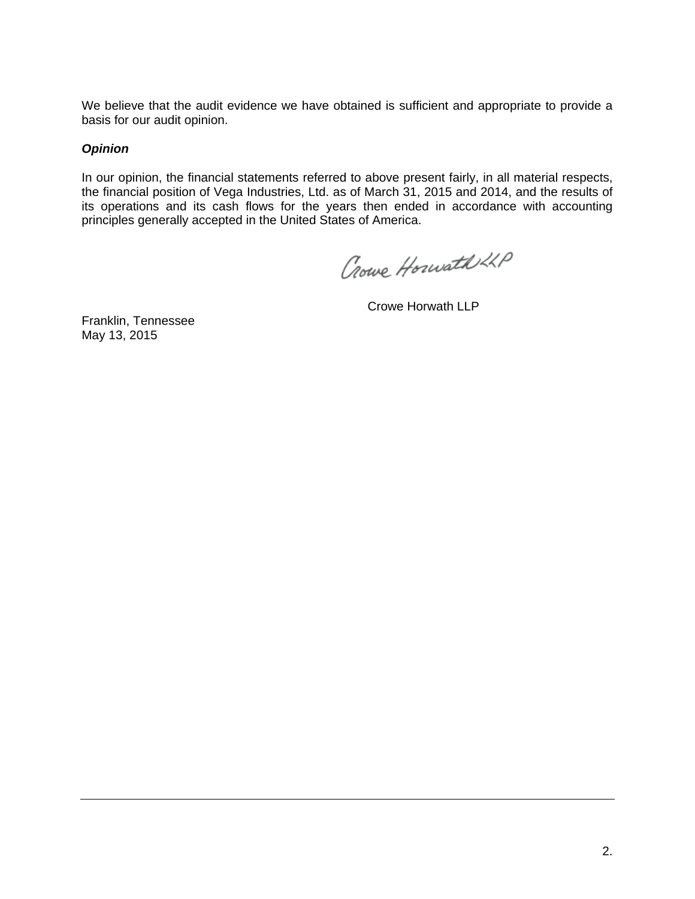We believe that the audit evidence we have obtained is sufficient and appropriate to provide a basis for our audit opinion.

***Opinion***

In our opinion, the financial statements referred to above present fairly, in all material respects, the financial position of Vega Industries, Ltd. as of March 31, 2015 and 2014, and the results of its operations and its cash flows for the years then ended in accordance with accounting principles generally accepted in the United States of America.

Crowe Horwath LLP

Crowe Horwath LLP

Franklin, Tennessee  
May 13, 2015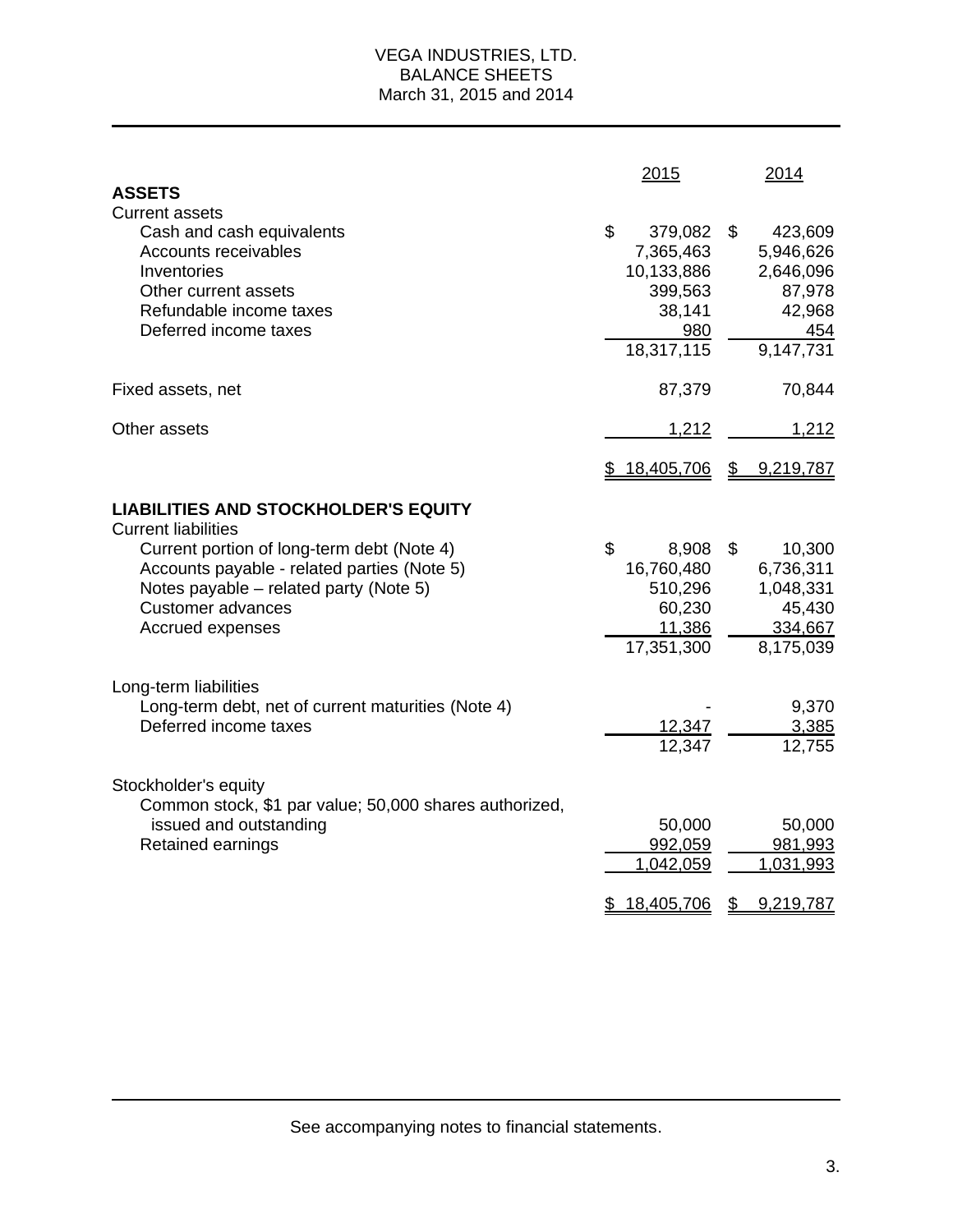# VEGA INDUSTRIES, LTD.
## BALANCE SHEETS
### March 31, 2015 and 2014

| | 2015 | 2014 |
|---|---|---|
| **ASSETS** | | |
| Current assets | | |
| Cash and cash equivalents | $ 379,082 | $ 423,609 |
| Accounts receivables | 7,365,463 | 5,946,626 |
| Inventories | 10,133,886 | 2,646,096 |
| Other current assets | 399,563 | 87,978 |
| Refundable income taxes | 38,141 | 42,968 |
| Deferred income taxes | 980 | 454 |
| | 18,317,115 | 9,147,731 |
| Fixed assets, net | 87,379 | 70,844 |
| Other assets | 1,212 | 1,212 |
| | $ 18,405,706 | $ 9,219,787 |
| **LIABILITIES AND STOCKHOLDER'S EQUITY** | | |
| Current liabilities | | |
| Current portion of long-term debt (Note 4) | $ 8,908 | $ 10,300 |
| Accounts payable - related parties (Note 5) | 16,760,480 | 6,736,311 |
| Notes payable – related party (Note 5) | 510,296 | 1,048,331 |
| Customer advances | 60,230 | 45,430 |
| Accrued expenses | 11,386 | 334,667 |
| | 17,351,300 | 8,175,039 |
| Long-term liabilities | | |
| Long-term debt, net of current maturities (Note 4) | - | 9,370 |
| Deferred income taxes | 12,347 | 3,385 |
| | 12,347 | 12,755 |
| Stockholder's equity | | |
| Common stock, $1 par value; 50,000 shares authorized, issued and outstanding | 50,000 | 50,000 |
| Retained earnings | 992,059 | 981,993 |
| | 1,042,059 | 1,031,993 |
| | $ 18,405,706 | $ 9,219,787 |

See accompanying notes to financial statements.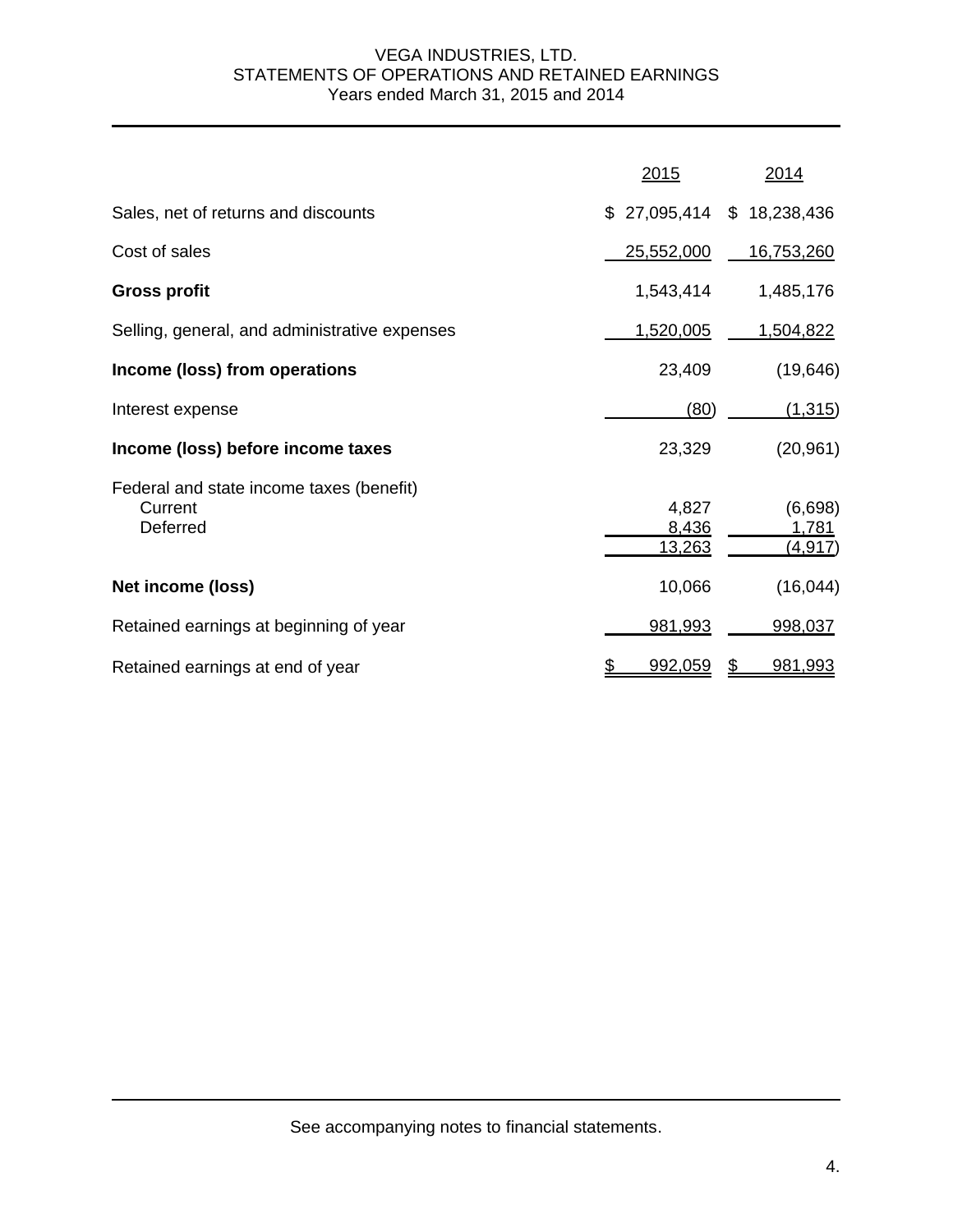# VEGA INDUSTRIES, LTD.
## STATEMENTS OF OPERATIONS AND RETAINED EARNINGS
### Years ended March 31, 2015 and 2014

| | 2015 | 2014 |
|---|---|---|
| Sales, net of returns and discounts | $ 27,095,414 | $ 18,238,436 |
| Cost of sales | 25,552,000 | 16,753,260 |
| **Gross profit** | 1,543,414 | 1,485,176 |
| Selling, general, and administrative expenses | 1,520,005 | 1,504,822 |
| **Income (loss) from operations** | 23,409 | (19,646) |
| Interest expense | (80) | (1,315) |
| **Income (loss) before income taxes** | 23,329 | (20,961) |
| Federal and state income taxes (benefit) | | |
| Current | 4,827 | (6,698) |
| Deferred | 8,436 | 1,781 |
| | 13,263 | (4,917) |
| **Net income (loss)** | 10,066 | (16,044) |
| Retained earnings at beginning of year | 981,993 | 998,037 |
| Retained earnings at end of year | $ 992,059 | $ 981,993 |

See accompanying notes to financial statements.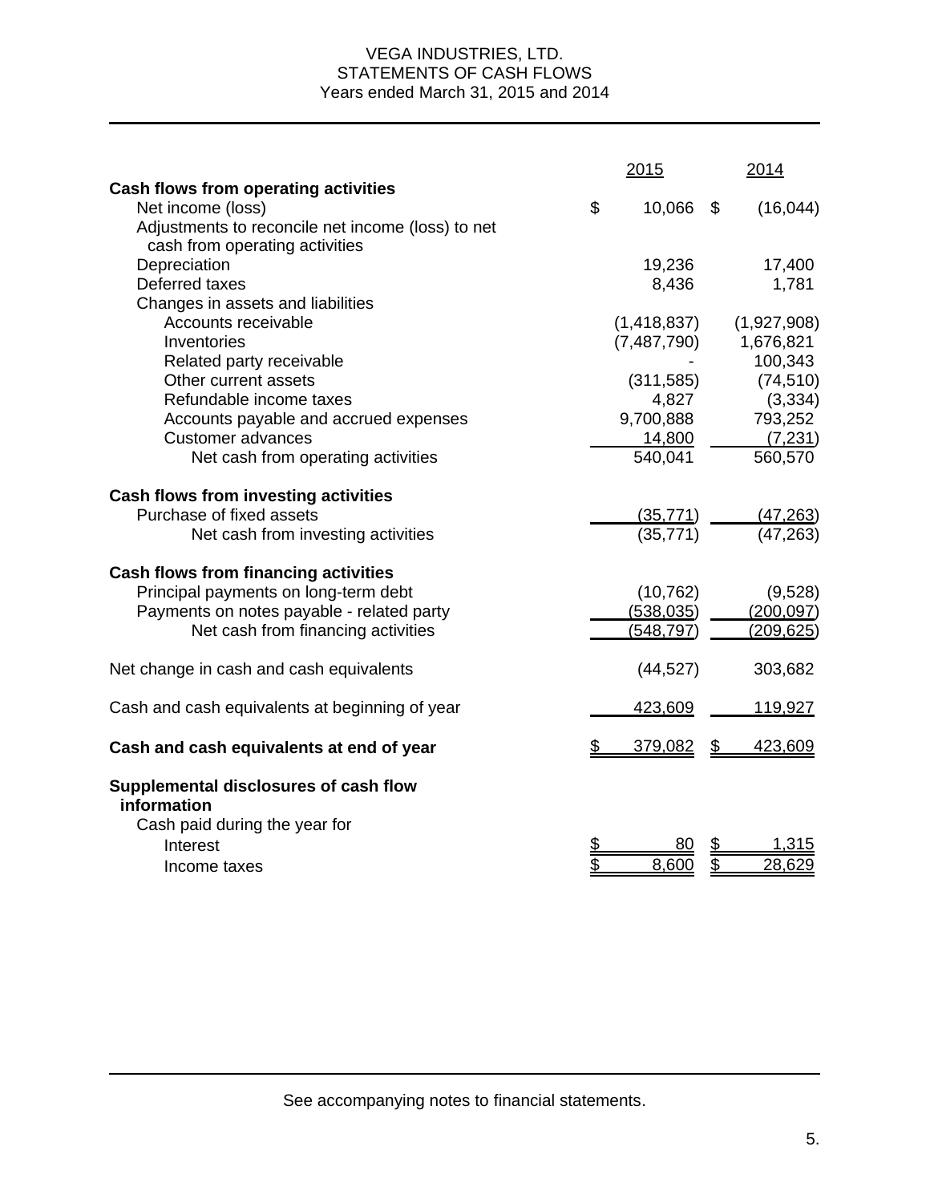VEGA INDUSTRIES, LTD.
STATEMENTS OF CASH FLOWS
Years ended March 31, 2015 and 2014

| | 2015 | 2014 |
|---|---|---|
| **Cash flows from operating activities** | | |
| Net income (loss) | $ 10,066 | $ (16,044) |
| Adjustments to reconcile net income (loss) to net cash from operating activities | | |
| Depreciation | 19,236 | 17,400 |
| Deferred taxes | 8,436 | 1,781 |
| Changes in assets and liabilities | | |
| Accounts receivable | (1,418,837) | (1,927,908) |
| Inventories | (7,487,790) | 1,676,821 |
| Related party receivable | - | 100,343 |
| Other current assets | (311,585) | (74,510) |
| Refundable income taxes | 4,827 | (3,334) |
| Accounts payable and accrued expenses | 9,700,888 | 793,252 |
| Customer advances | 14,800 | (7,231) |
| Net cash from operating activities | 540,041 | 560,570 |
| **Cash flows from investing activities** | | |
| Purchase of fixed assets | (35,771) | (47,263) |
| Net cash from investing activities | (35,771) | (47,263) |
| **Cash flows from financing activities** | | |
| Principal payments on long-term debt | (10,762) | (9,528) |
| Payments on notes payable - related party | (538,035) | (200,097) |
| Net cash from financing activities | (548,797) | (209,625) |
| Net change in cash and cash equivalents | (44,527) | 303,682 |
| Cash and cash equivalents at beginning of year | 423,609 | 119,927 |
| **Cash and cash equivalents at end of year** | $ 379,082 | $ 423,609 |
| **Supplemental disclosures of cash flow information** | | |
| Cash paid during the year for | | |
| Interest | $ 80 | $ 1,315 |
| Income taxes | $ 8,600 | $ 28,629 |

See accompanying notes to financial statements.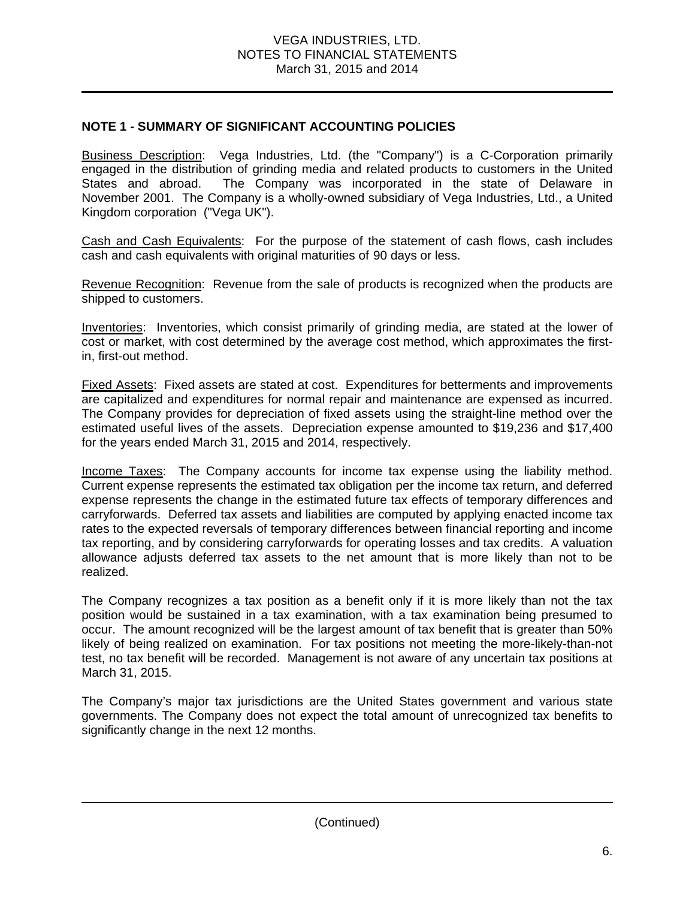VEGA INDUSTRIES, LTD.
NOTES TO FINANCIAL STATEMENTS
March 31, 2015 and 2014

## NOTE 1 - SUMMARY OF SIGNIFICANT ACCOUNTING POLICIES

Business Description: Vega Industries, Ltd. (the "Company") is a C-Corporation primarily engaged in the distribution of grinding media and related products to customers in the United States and abroad. The Company was incorporated in the state of Delaware in November 2001. The Company is a wholly-owned subsidiary of Vega Industries, Ltd., a United Kingdom corporation ("Vega UK").

Cash and Cash Equivalents: For the purpose of the statement of cash flows, cash includes cash and cash equivalents with original maturities of 90 days or less.

Revenue Recognition: Revenue from the sale of products is recognized when the products are shipped to customers.

Inventories: Inventories, which consist primarily of grinding media, are stated at the lower of cost or market, with cost determined by the average cost method, which approximates the first-in, first-out method.

Fixed Assets: Fixed assets are stated at cost. Expenditures for betterments and improvements are capitalized and expenditures for normal repair and maintenance are expensed as incurred. The Company provides for depreciation of fixed assets using the straight-line method over the estimated useful lives of the assets. Depreciation expense amounted to $19,236 and $17,400 for the years ended March 31, 2015 and 2014, respectively.

Income Taxes: The Company accounts for income tax expense using the liability method. Current expense represents the estimated tax obligation per the income tax return, and deferred expense represents the change in the estimated future tax effects of temporary differences and carryforwards. Deferred tax assets and liabilities are computed by applying enacted income tax rates to the expected reversals of temporary differences between financial reporting and income tax reporting, and by considering carryforwards for operating losses and tax credits. A valuation allowance adjusts deferred tax assets to the net amount that is more likely than not to be realized.

The Company recognizes a tax position as a benefit only if it is more likely than not the tax position would be sustained in a tax examination, with a tax examination being presumed to occur. The amount recognized will be the largest amount of tax benefit that is greater than 50% likely of being realized on examination. For tax positions not meeting the more-likely-than-not test, no tax benefit will be recorded. Management is not aware of any uncertain tax positions at March 31, 2015.

The Company's major tax jurisdictions are the United States government and various state governments. The Company does not expect the total amount of unrecognized tax benefits to significantly change in the next 12 months.

(Continued)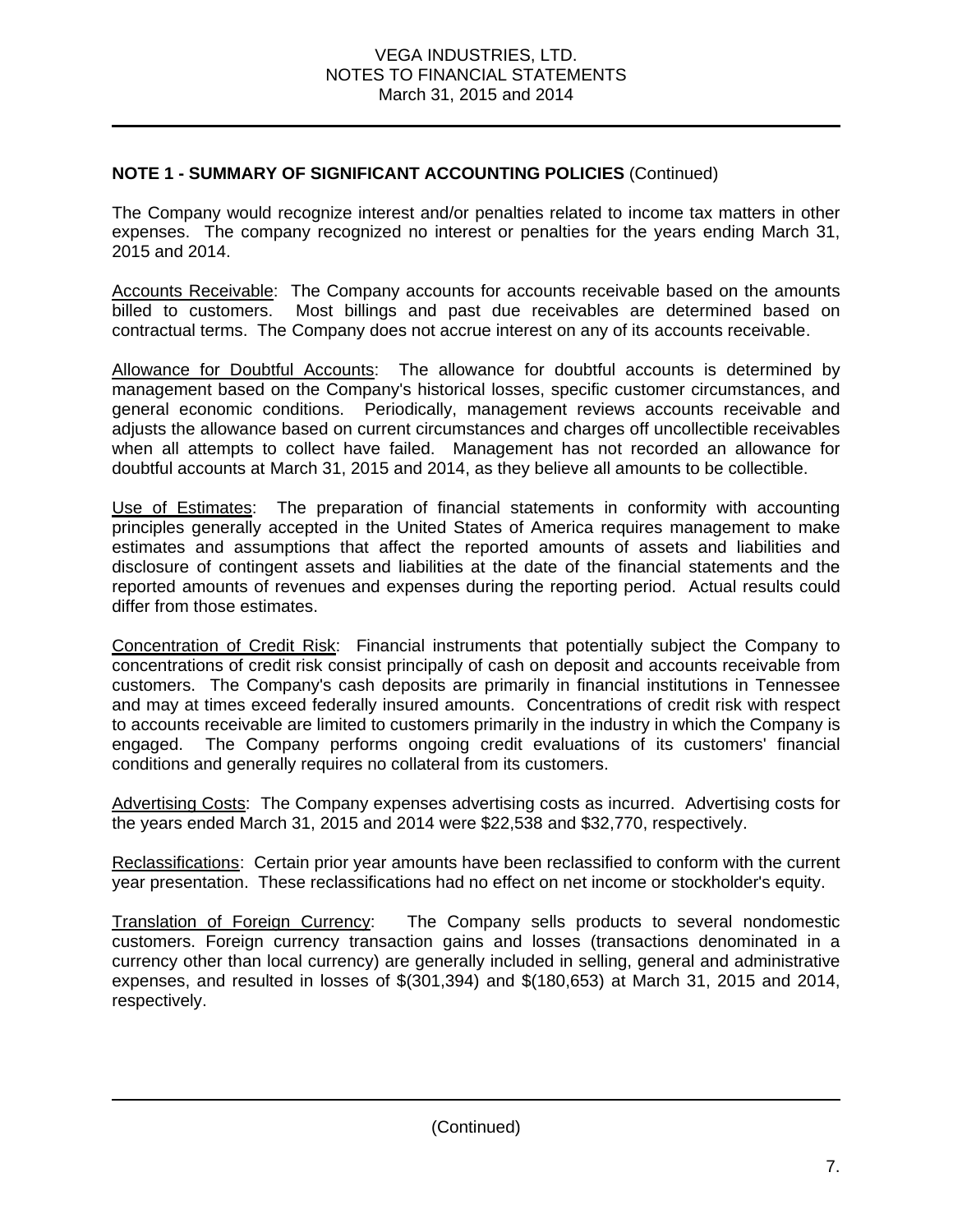**NOTE 1 - SUMMARY OF SIGNIFICANT ACCOUNTING POLICIES** (Continued)

The Company would recognize interest and/or penalties related to income tax matters in other expenses. The company recognized no interest or penalties for the years ending March 31, 2015 and 2014.

Accounts Receivable: The Company accounts for accounts receivable based on the amounts billed to customers. Most billings and past due receivables are determined based on contractual terms. The Company does not accrue interest on any of its accounts receivable.

Allowance for Doubtful Accounts: The allowance for doubtful accounts is determined by management based on the Company's historical losses, specific customer circumstances, and general economic conditions. Periodically, management reviews accounts receivable and adjusts the allowance based on current circumstances and charges off uncollectible receivables when all attempts to collect have failed. Management has not recorded an allowance for doubtful accounts at March 31, 2015 and 2014, as they believe all amounts to be collectible.

Use of Estimates: The preparation of financial statements in conformity with accounting principles generally accepted in the United States of America requires management to make estimates and assumptions that affect the reported amounts of assets and liabilities and disclosure of contingent assets and liabilities at the date of the financial statements and the reported amounts of revenues and expenses during the reporting period. Actual results could differ from those estimates.

Concentration of Credit Risk: Financial instruments that potentially subject the Company to concentrations of credit risk consist principally of cash on deposit and accounts receivable from customers. The Company's cash deposits are primarily in financial institutions in Tennessee and may at times exceed federally insured amounts. Concentrations of credit risk with respect to accounts receivable are limited to customers primarily in the industry in which the Company is engaged. The Company performs ongoing credit evaluations of its customers' financial conditions and generally requires no collateral from its customers.

Advertising Costs: The Company expenses advertising costs as incurred. Advertising costs for the years ended March 31, 2015 and 2014 were $22,538 and $32,770, respectively.

Reclassifications: Certain prior year amounts have been reclassified to conform with the current year presentation. These reclassifications had no effect on net income or stockholder's equity.

Translation of Foreign Currency: The Company sells products to several nondomestic customers. Foreign currency transaction gains and losses (transactions denominated in a currency other than local currency) are generally included in selling, general and administrative expenses, and resulted in losses of $(301,394) and $(180,653) at March 31, 2015 and 2014, respectively.

(Continued)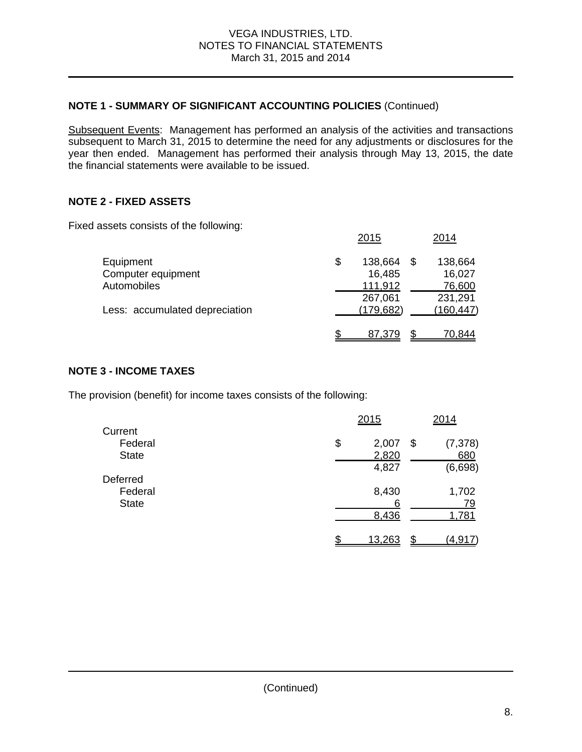VEGA INDUSTRIES, LTD.
NOTES TO FINANCIAL STATEMENTS
March 31, 2015 and 2014

**NOTE 1 - SUMMARY OF SIGNIFICANT ACCOUNTING POLICIES** (Continued)

Subsequent Events: Management has performed an analysis of the activities and transactions subsequent to March 31, 2015 to determine the need for any adjustments or disclosures for the year then ended. Management has performed their analysis through May 13, 2015, the date the financial statements were available to be issued.

**NOTE 2 - FIXED ASSETS**

Fixed assets consists of the following:

| | 2015 | 2014 |
|---|---|---|
| Equipment | $ 138,664 | $ 138,664 |
| Computer equipment | 16,485 | 16,027 |
| Automobiles | 111,912 | 76,600 |
| | 267,061 | 231,291 |
| Less: accumulated depreciation | (179,682) | (160,447) |
| | $ 87,379 | $ 70,844 |

**NOTE 3 - INCOME TAXES**

The provision (benefit) for income taxes consists of the following:

| | 2015 | 2014 |
|---|---|---|
| Current | | |
| Federal | $ 2,007 | $ (7,378) |
| State | 2,820 | 680 |
| | 4,827 | (6,698) |
| Deferred | | |
| Federal | 8,430 | 1,702 |
| State | 6 | 79 |
| | 8,436 | 1,781 |
| | $ 13,263 | $ (4,917) |

(Continued)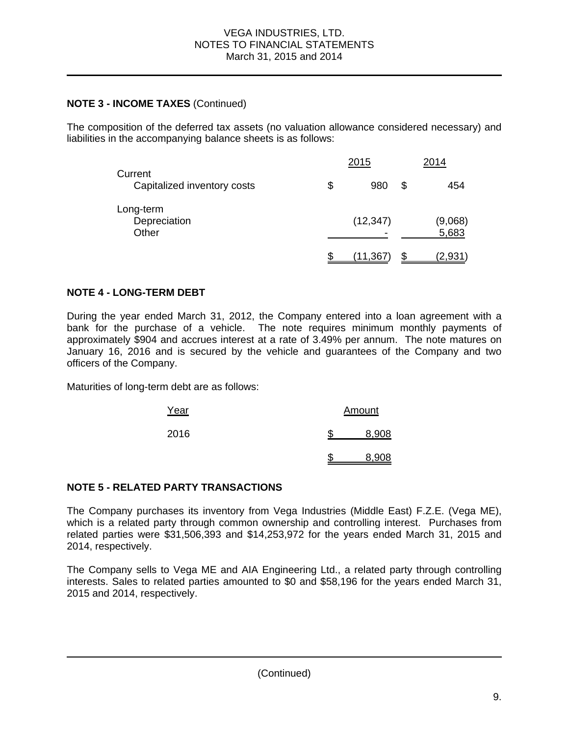**NOTE 3 - INCOME TAXES** (Continued)

The composition of the deferred tax assets (no valuation allowance considered necessary) and liabilities in the accompanying balance sheets is as follows:

| | 2015 | 2014 |
|---|---|---|
| Current | | |
| Capitalized inventory costs | $ 980 | $ 454 |
| Long-term | | |
| Depreciation | (12,347) | (9,068) |
| Other | - | 5,683 |
| | $ (11,367) | $ (2,931) |

**NOTE 4 - LONG-TERM DEBT**

During the year ended March 31, 2012, the Company entered into a loan agreement with a bank for the purchase of a vehicle. The note requires minimum monthly payments of approximately $904 and accrues interest at a rate of 3.49% per annum. The note matures on January 16, 2016 and is secured by the vehicle and guarantees of the Company and two officers of the Company.

Maturities of long-term debt are as follows:

| Year | Amount |
|---|---|
| 2016 | $ 8,908 |
| | $ 8,908 |

**NOTE 5 - RELATED PARTY TRANSACTIONS**

The Company purchases its inventory from Vega Industries (Middle East) F.Z.E. (Vega ME), which is a related party through common ownership and controlling interest. Purchases from related parties were $31,506,393 and $14,253,972 for the years ended March 31, 2015 and 2014, respectively.

The Company sells to Vega ME and AIA Engineering Ltd., a related party through controlling interests. Sales to related parties amounted to $0 and $58,196 for the years ended March 31, 2015 and 2014, respectively.

(Continued)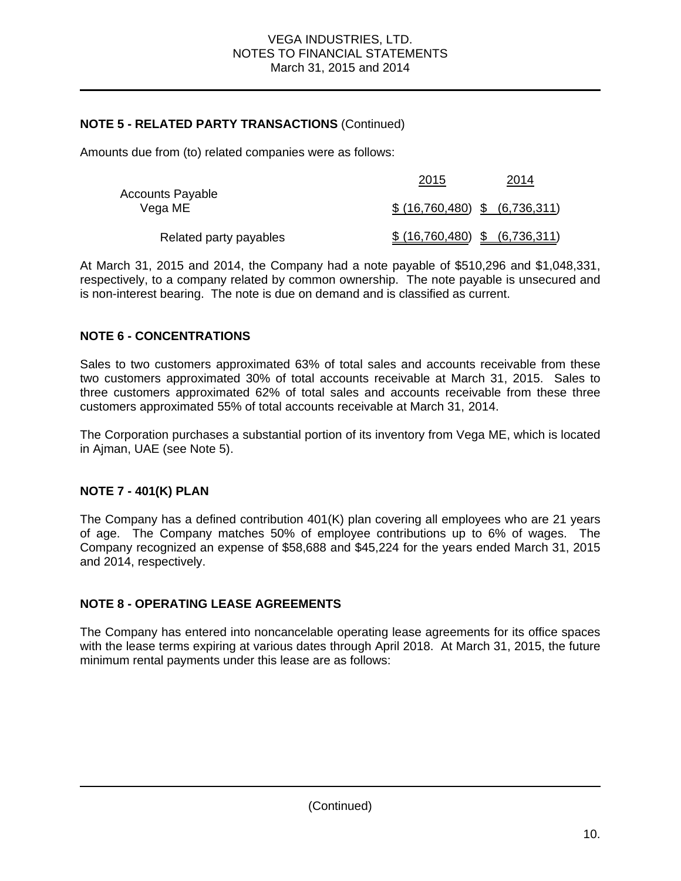**NOTE 5 - RELATED PARTY TRANSACTIONS** (Continued)

Amounts due from (to) related companies were as follows:

| | 2015 | 2014 |
|---|---|---|
| Accounts Payable | | |
| Vega ME | $ (16,760,480) | $ (6,736,311) |
| Related party payables | $ (16,760,480) | $ (6,736,311) |

At March 31, 2015 and 2014, the Company had a note payable of $510,296 and $1,048,331, respectively, to a company related by common ownership. The note payable is unsecured and is non-interest bearing. The note is due on demand and is classified as current.

**NOTE 6 - CONCENTRATIONS**

Sales to two customers approximated 63% of total sales and accounts receivable from these two customers approximated 30% of total accounts receivable at March 31, 2015. Sales to three customers approximated 62% of total sales and accounts receivable from these three customers approximated 55% of total accounts receivable at March 31, 2014.

The Corporation purchases a substantial portion of its inventory from Vega ME, which is located in Ajman, UAE (see Note 5).

**NOTE 7 - 401(K) PLAN**

The Company has a defined contribution 401(K) plan covering all employees who are 21 years of age. The Company matches 50% of employee contributions up to 6% of wages. The Company recognized an expense of $58,688 and $45,224 for the years ended March 31, 2015 and 2014, respectively.

**NOTE 8 - OPERATING LEASE AGREEMENTS**

The Company has entered into noncancelable operating lease agreements for its office spaces with the lease terms expiring at various dates through April 2018. At March 31, 2015, the future minimum rental payments under this lease are as follows:

(Continued)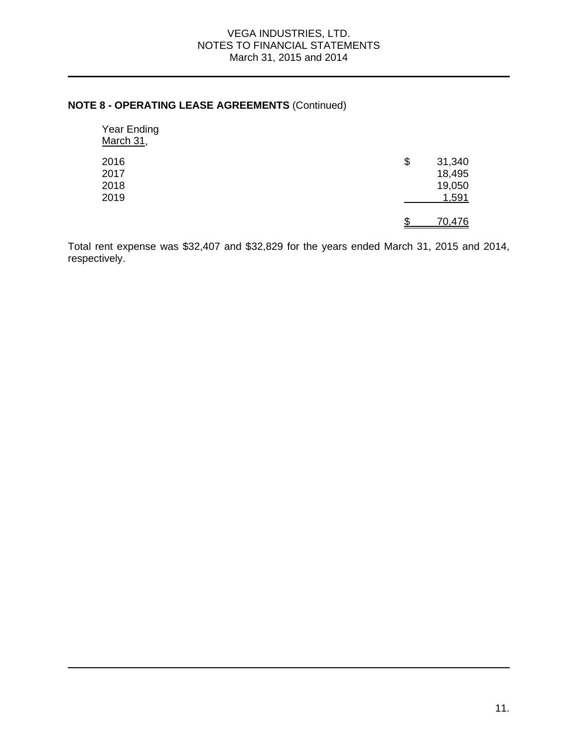## NOTE 8 - OPERATING LEASE AGREEMENTS (Continued)

| Year Ending March 31, | |
|---|---|
| 2016 | $ 31,340 |
| 2017 | 18,495 |
| 2018 | 19,050 |
| 2019 | 1,591 |
| | $ 70,476 |

Total rent expense was $32,407 and $32,829 for the years ended March 31, 2015 and 2014, respectively.